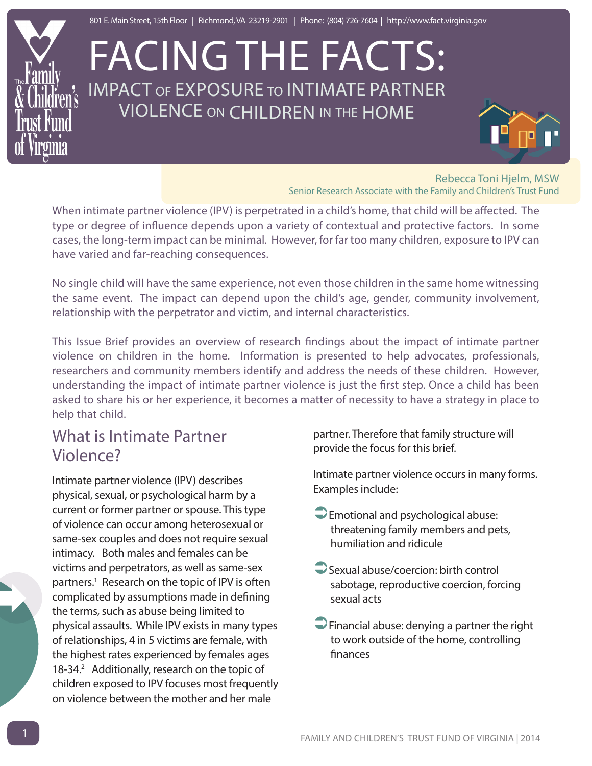801 E. Main Street, 15th Floor | Richmond, VA 23219-2901 | Phone: (804) 726-7604 | http://www.fact.virginia.gov

# FACING THE FACTS:

## IMPACT OF EXPOSURE TO INTIMATE PARTNER VIOLENCE ON CHILDREN IN THE HOME

Rebecca Toni Hjelm, MSW
Senior Research Associate with the Family and Children's Trust Fund

When intimate partner violence (IPV) is perpetrated in a child's home, that child will be affected. The type or degree of influence depends upon a variety of contextual and protective factors. In some cases, the long-term impact can be minimal. However, for far too many children, exposure to IPV can have varied and far-reaching consequences.

No single child will have the same experience, not even those children in the same home witnessing the same event. The impact can depend upon the child's age, gender, community involvement, relationship with the perpetrator and victim, and internal characteristics.

This Issue Brief provides an overview of research findings about the impact of intimate partner violence on children in the home. Information is presented to help advocates, professionals, researchers and community members identify and address the needs of these children. However, understanding the impact of intimate partner violence is just the first step. Once a child has been asked to share his or her experience, it becomes a matter of necessity to have a strategy in place to help that child.

## What is Intimate Partner Violence?

Intimate partner violence (IPV) describes physical, sexual, or psychological harm by a current or former partner or spouse. This type of violence can occur among heterosexual or same-sex couples and does not require sexual intimacy. Both males and females can be victims and perpetrators, as well as same-sex partners.[1] Research on the topic of IPV is often complicated by assumptions made in defining the terms, such as abuse being limited to physical assaults. While IPV exists in many types of relationships, 4 in 5 victims are female, with the highest rates experienced by females ages 18-34.[2] Additionally, research on the topic of children exposed to IPV focuses most frequently on violence between the mother and her male partner. Therefore that family structure will provide the focus for this brief.

Intimate partner violence occurs in many forms. Examples include:

- Emotional and psychological abuse: threatening family members and pets, humiliation and ridicule
- Sexual abuse/coercion: birth control sabotage, reproductive coercion, forcing sexual acts
- Financial abuse: denying a partner the right to work outside of the home, controlling finances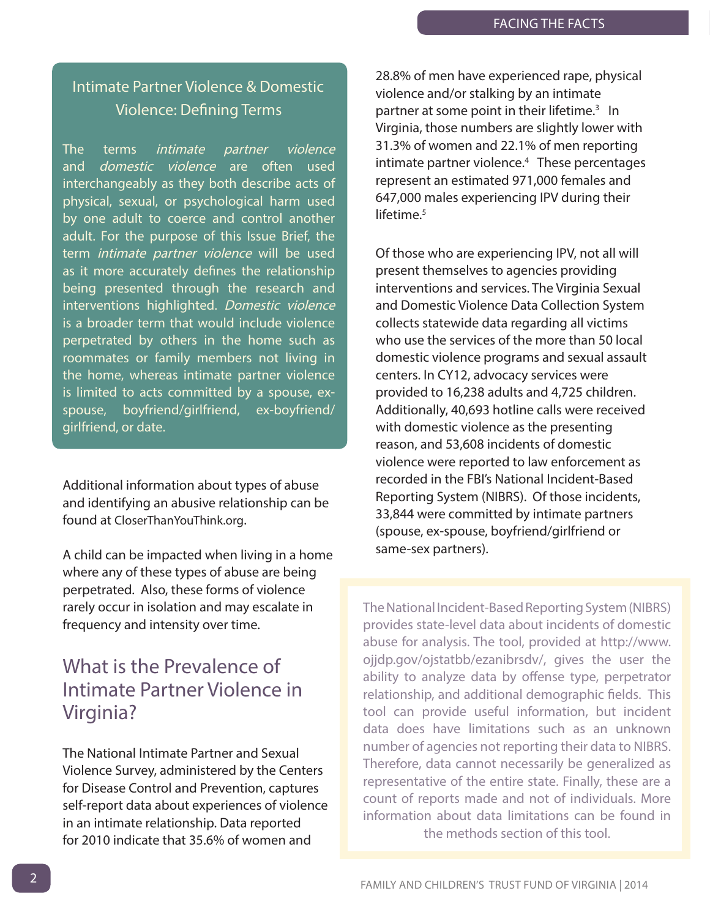### Intimate Partner Violence & Domestic Violence: Defining Terms

The terms *intimate partner violence* and *domestic violence* are often used interchangeably as they both describe acts of physical, sexual, or psychological harm used by one adult to coerce and control another adult. For the purpose of this Issue Brief, the term *intimate partner violence* will be used as it more accurately defines the relationship being presented through the research and interventions highlighted. *Domestic violence* is a broader term that would include violence perpetrated by others in the home such as roommates or family members not living in the home, whereas intimate partner violence is limited to acts committed by a spouse, ex-spouse, boyfriend/girlfriend, ex-boyfriend/girlfriend, or date.

Additional information about types of abuse and identifying an abusive relationship can be found at CloserThanYouThink.org.

A child can be impacted when living in a home where any of these types of abuse are being perpetrated. Also, these forms of violence rarely occur in isolation and may escalate in frequency and intensity over time.

## What is the Prevalence of Intimate Partner Violence in Virginia?

The National Intimate Partner and Sexual Violence Survey, administered by the Centers for Disease Control and Prevention, captures self-report data about experiences of violence in an intimate relationship. Data reported for 2010 indicate that 35.6% of women and 28.8% of men have experienced rape, physical violence and/or stalking by an intimate partner at some point in their lifetime.[3] In Virginia, those numbers are slightly lower with 31.3% of women and 22.1% of men reporting intimate partner violence.[4] These percentages represent an estimated 971,000 females and 647,000 males experiencing IPV during their lifetime.[5]

Of those who are experiencing IPV, not all will present themselves to agencies providing interventions and services. The Virginia Sexual and Domestic Violence Data Collection System collects statewide data regarding all victims who use the services of the more than 50 local domestic violence programs and sexual assault centers. In CY12, advocacy services were provided to 16,238 adults and 4,725 children. Additionally, 40,693 hotline calls were received with domestic violence as the presenting reason, and 53,608 incidents of domestic violence were reported to law enforcement as recorded in the FBI's National Incident-Based Reporting System (NIBRS). Of those incidents, 33,844 were committed by intimate partners (spouse, ex-spouse, boyfriend/girlfriend or same-sex partners).

The National Incident-Based Reporting System (NIBRS) provides state-level data about incidents of domestic abuse for analysis. The tool, provided at http://www.ojjdp.gov/ojstatbb/ezanibrsdv/, gives the user the ability to analyze data by offense type, perpetrator relationship, and additional demographic fields. This tool can provide useful information, but incident data does have limitations such as an unknown number of agencies not reporting their data to NIBRS. Therefore, data cannot necessarily be generalized as representative of the entire state. Finally, these are a count of reports made and not of individuals. More information about data limitations can be found in the methods section of this tool.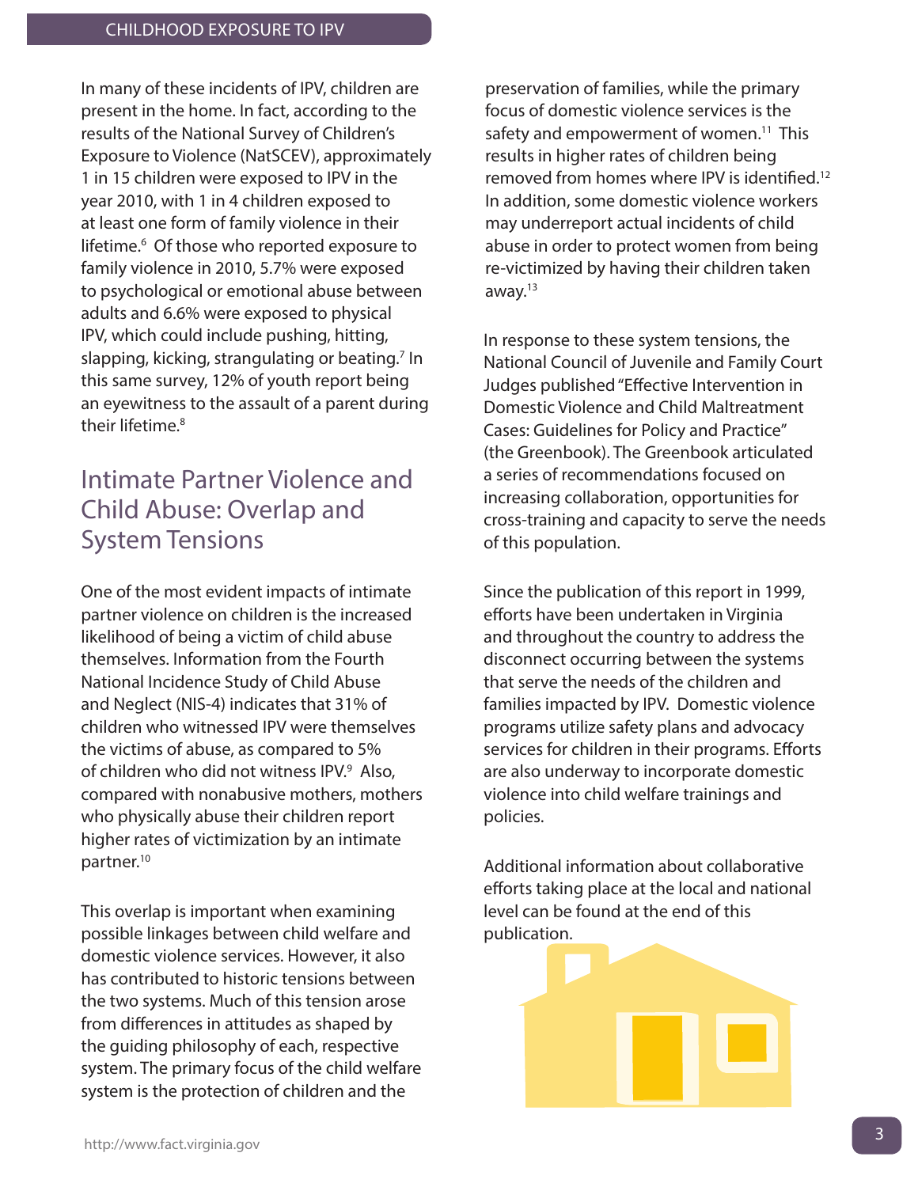In many of these incidents of IPV, children are present in the home. In fact, according to the results of the National Survey of Children's Exposure to Violence (NatSCEV), approximately 1 in 15 children were exposed to IPV in the year 2010, with 1 in 4 children exposed to at least one form of family violence in their lifetime.[6] Of those who reported exposure to family violence in 2010, 5.7% were exposed to psychological or emotional abuse between adults and 6.6% were exposed to physical IPV, which could include pushing, hitting, slapping, kicking, strangulating or beating.[7] In this same survey, 12% of youth report being an eyewitness to the assault of a parent during their lifetime.[8]

## Intimate Partner Violence and Child Abuse: Overlap and System Tensions

One of the most evident impacts of intimate partner violence on children is the increased likelihood of being a victim of child abuse themselves. Information from the Fourth National Incidence Study of Child Abuse and Neglect (NIS-4) indicates that 31% of children who witnessed IPV were themselves the victims of abuse, as compared to 5% of children who did not witness IPV.[9] Also, compared with nonabusive mothers, mothers who physically abuse their children report higher rates of victimization by an intimate partner.[10]

This overlap is important when examining possible linkages between child welfare and domestic violence services. However, it also has contributed to historic tensions between the two systems. Much of this tension arose from differences in attitudes as shaped by the guiding philosophy of each, respective system. The primary focus of the child welfare system is the protection of children and the preservation of families, while the primary focus of domestic violence services is the safety and empowerment of women.[11] This results in higher rates of children being removed from homes where IPV is identified.[12] In addition, some domestic violence workers may underreport actual incidents of child abuse in order to protect women from being re-victimized by having their children taken away.[13]

In response to these system tensions, the National Council of Juvenile and Family Court Judges published "Effective Intervention in Domestic Violence and Child Maltreatment Cases: Guidelines for Policy and Practice" (the Greenbook). The Greenbook articulated a series of recommendations focused on increasing collaboration, opportunities for cross-training and capacity to serve the needs of this population.

Since the publication of this report in 1999, efforts have been undertaken in Virginia and throughout the country to address the disconnect occurring between the systems that serve the needs of the children and families impacted by IPV. Domestic violence programs utilize safety plans and advocacy services for children in their programs. Efforts are also underway to incorporate domestic violence into child welfare trainings and policies.

Additional information about collaborative efforts taking place at the local and national level can be found at the end of this publication.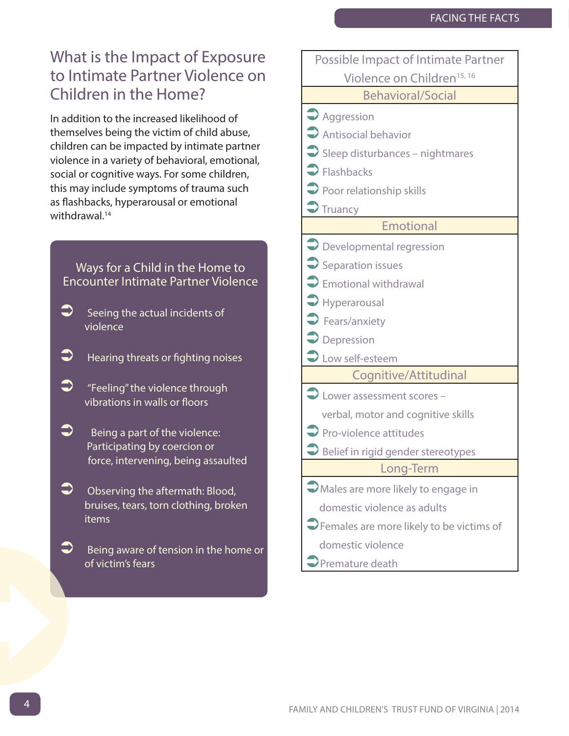## What is the Impact of Exposure to Intimate Partner Violence on Children in the Home?

In addition to the increased likelihood of themselves being the victim of child abuse, children can be impacted by intimate partner violence in a variety of behavioral, emotional, social or cognitive ways. For some children, this may include symptoms of trauma such as flashbacks, hyperarousal or emotional withdrawal.[14]

### Ways for a Child in the Home to Encounter Intimate Partner Violence

- Seeing the actual incidents of violence
- Hearing threats or fighting noises
- "Feeling" the violence through vibrations in walls or floors
- Being a part of the violence: Participating by coercion or force, intervening, being assaulted
- Observing the aftermath: Blood, bruises, tears, torn clothing, broken items
- Being aware of tension in the home or of victim's fears

### Possible Impact of Intimate Partner Violence on Children[15, 16]

**Behavioral/Social**

- Aggression
- Antisocial behavior
- Sleep disturbances – nightmares
- Flashbacks
- Poor relationship skills
- Truancy

**Emotional**

- Developmental regression
- Separation issues
- Emotional withdrawal
- Hyperarousal
- Fears/anxiety
- Depression
- Low self-esteem

**Cognitive/Attitudinal**

- Lower assessment scores – verbal, motor and cognitive skills
- Pro-violence attitudes
- Belief in rigid gender stereotypes

**Long-Term**

- Males are more likely to engage in domestic violence as adults
- Females are more likely to be victims of domestic violence
- Premature death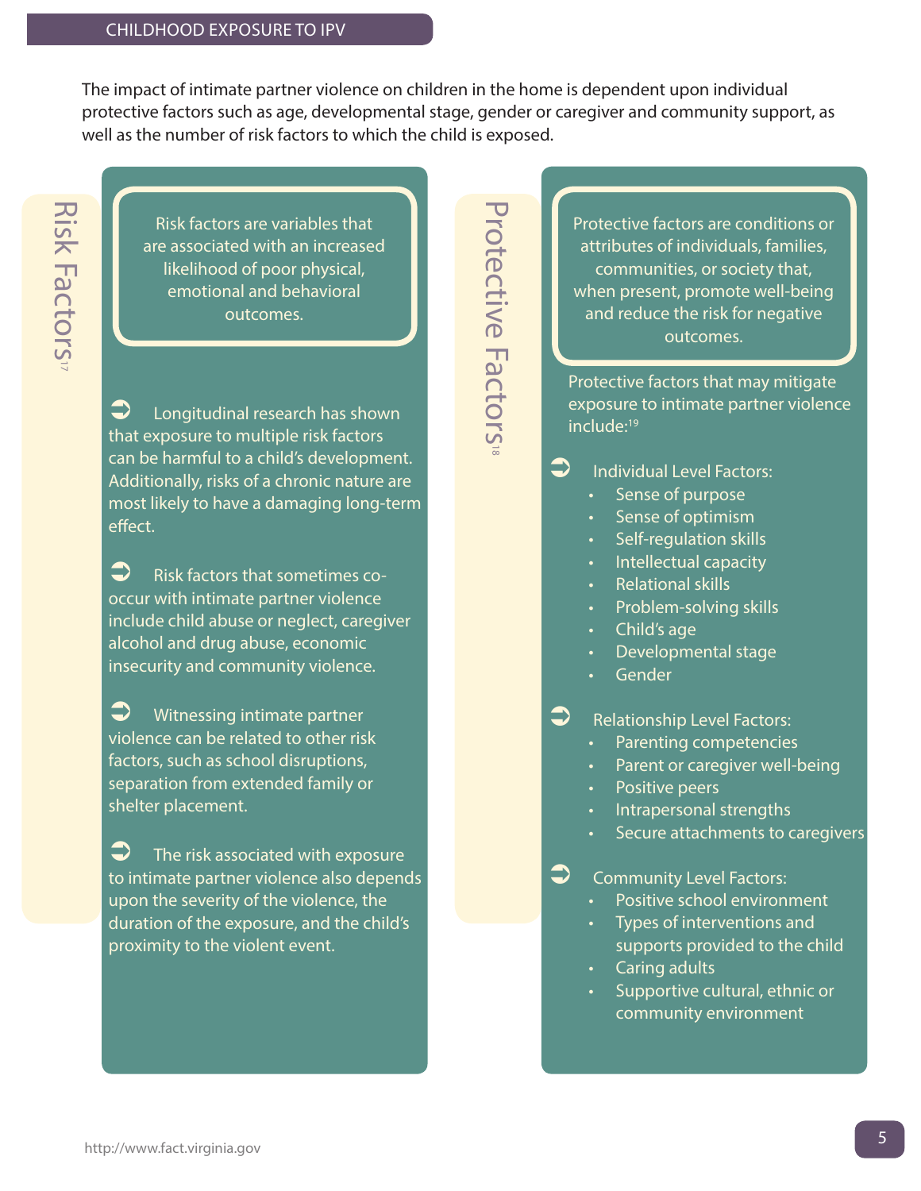The impact of intimate partner violence on children in the home is dependent upon individual protective factors such as age, developmental stage, gender or caregiver and community support, as well as the number of risk factors to which the child is exposed.

## Risk Factors[17]

Risk factors are variables that are associated with an increased likelihood of poor physical, emotional and behavioral outcomes.

- Longitudinal research has shown that exposure to multiple risk factors can be harmful to a child's development. Additionally, risks of a chronic nature are most likely to have a damaging long-term effect.
- Risk factors that sometimes co-occur with intimate partner violence include child abuse or neglect, caregiver alcohol and drug abuse, economic insecurity and community violence.
- Witnessing intimate partner violence can be related to other risk factors, such as school disruptions, separation from extended family or shelter placement.
- The risk associated with exposure to intimate partner violence also depends upon the severity of the violence, the duration of the exposure, and the child's proximity to the violent event.

## Protective Factors[18]

Protective factors are conditions or attributes of individuals, families, communities, or society that, when present, promote well-being and reduce the risk for negative outcomes.

Protective factors that may mitigate exposure to intimate partner violence include:[19]

- Individual Level Factors:
  - Sense of purpose
  - Sense of optimism
  - Self-regulation skills
  - Intellectual capacity
  - Relational skills
  - Problem-solving skills
  - Child's age
  - Developmental stage
  - Gender
- Relationship Level Factors:
  - Parenting competencies
  - Parent or caregiver well-being
  - Positive peers
  - Intrapersonal strengths
  - Secure attachments to caregivers
- Community Level Factors:
  - Positive school environment
  - Types of interventions and supports provided to the child
  - Caring adults
  - Supportive cultural, ethnic or community environment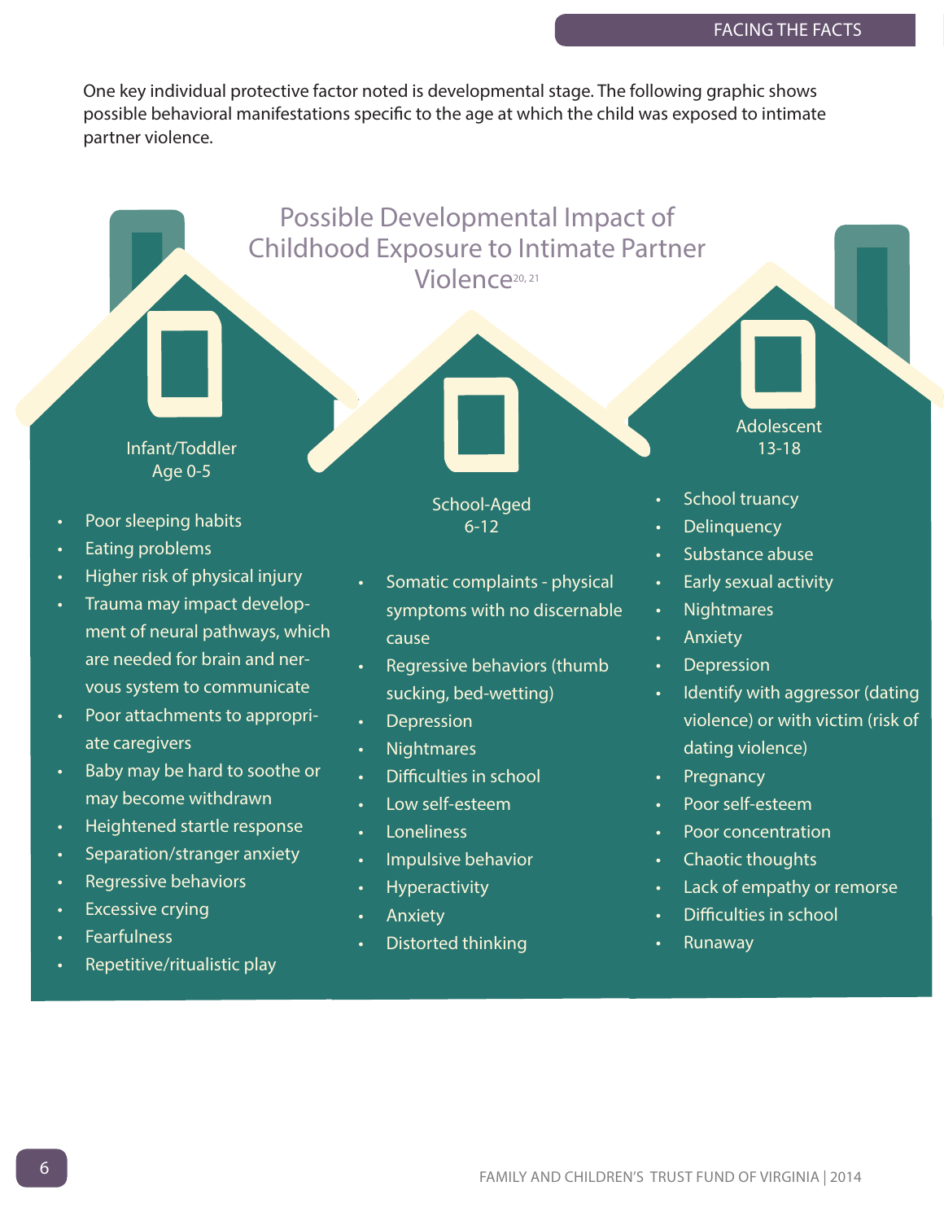One key individual protective factor noted is developmental stage. The following graphic shows possible behavioral manifestations specific to the age at which the child was exposed to intimate partner violence.

## Possible Developmental Impact of Childhood Exposure to Intimate Partner Violence[20, 21]

### Infant/Toddler Age 0-5

- Poor sleeping habits
- Eating problems
- Higher risk of physical injury
- Trauma may impact development of neural pathways, which are needed for brain and nervous system to communicate
- Poor attachments to appropriate caregivers
- Baby may be hard to soothe or may become withdrawn
- Heightened startle response
- Separation/stranger anxiety
- Regressive behaviors
- Excessive crying
- Fearfulness
- Repetitive/ritualistic play

### School-Aged 6-12

- Somatic complaints - physical symptoms with no discernable cause
- Regressive behaviors (thumb sucking, bed-wetting)
- Depression
- Nightmares
- Difficulties in school
- Low self-esteem
- Loneliness
- Impulsive behavior
- Hyperactivity
- Anxiety
- Distorted thinking

### Adolescent 13-18

- School truancy
- Delinquency
- Substance abuse
- Early sexual activity
- Nightmares
- Anxiety
- Depression
- Identify with aggressor (dating violence) or with victim (risk of dating violence)
- Pregnancy
- Poor self-esteem
- Poor concentration
- Chaotic thoughts
- Lack of empathy or remorse
- Difficulties in school
- Runaway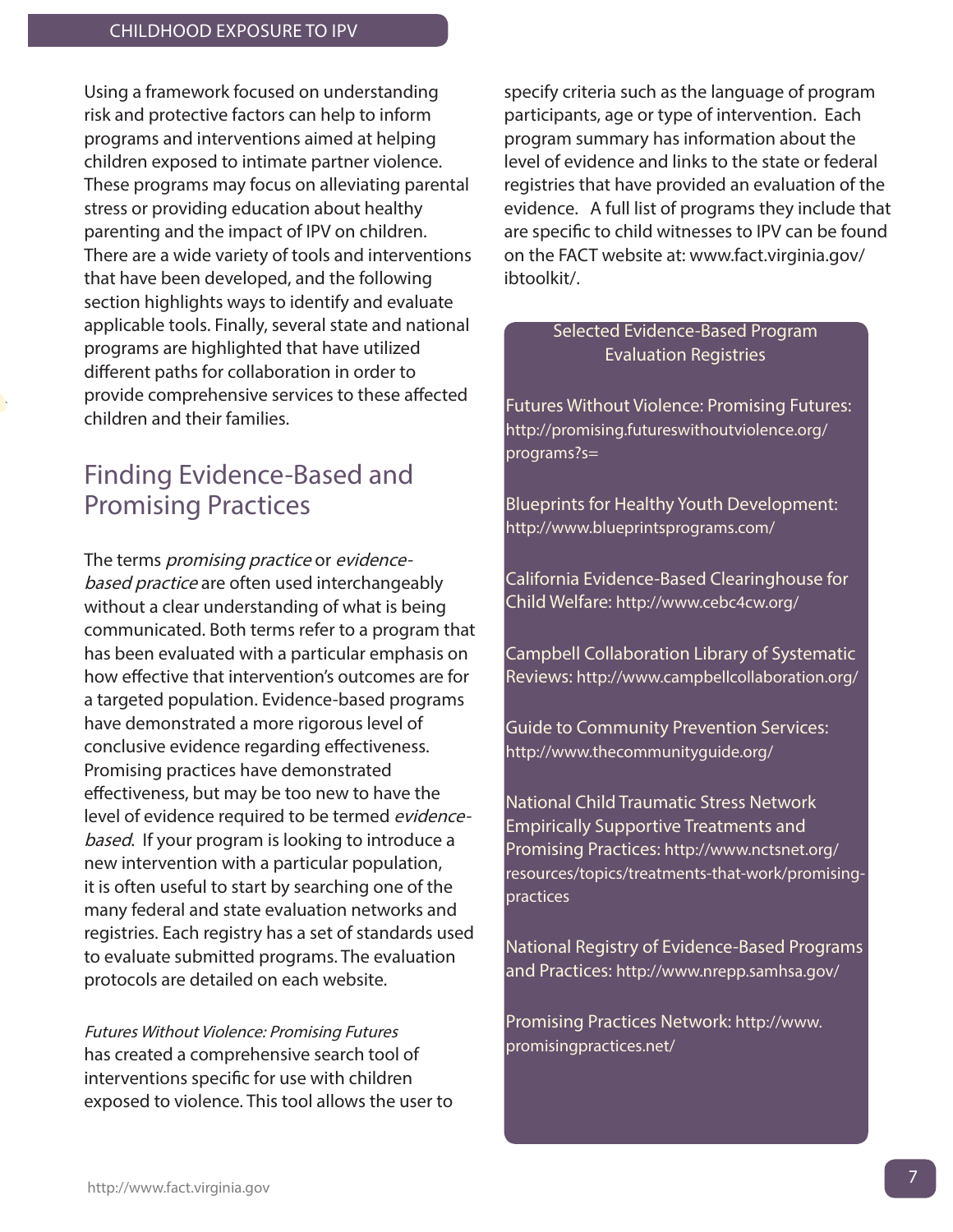Using a framework focused on understanding risk and protective factors can help to inform programs and interventions aimed at helping children exposed to intimate partner violence. These programs may focus on alleviating parental stress or providing education about healthy parenting and the impact of IPV on children. There are a wide variety of tools and interventions that have been developed, and the following section highlights ways to identify and evaluate applicable tools. Finally, several state and national programs are highlighted that have utilized different paths for collaboration in order to provide comprehensive services to these affected children and their families.

## Finding Evidence-Based and Promising Practices

The terms *promising practice* or *evidence-based practice* are often used interchangeably without a clear understanding of what is being communicated. Both terms refer to a program that has been evaluated with a particular emphasis on how effective that intervention's outcomes are for a targeted population. Evidence-based programs have demonstrated a more rigorous level of conclusive evidence regarding effectiveness. Promising practices have demonstrated effectiveness, but may be too new to have the level of evidence required to be termed *evidence-based*. If your program is looking to introduce a new intervention with a particular population, it is often useful to start by searching one of the many federal and state evaluation networks and registries. Each registry has a set of standards used to evaluate submitted programs. The evaluation protocols are detailed on each website.

*Futures Without Violence: Promising Futures* has created a comprehensive search tool of interventions specific for use with children exposed to violence. This tool allows the user to specify criteria such as the language of program participants, age or type of intervention. Each program summary has information about the level of evidence and links to the state or federal registries that have provided an evaluation of the evidence. A full list of programs they include that are specific to child witnesses to IPV can be found on the FACT website at: www.fact.virginia.gov/ibtoolkit/.

### Selected Evidence-Based Program Evaluation Registries

Futures Without Violence: Promising Futures: http://promising.futureswithoutviolence.org/programs?s=

Blueprints for Healthy Youth Development: http://www.blueprintsprograms.com/

California Evidence-Based Clearinghouse for Child Welfare: http://www.cebc4cw.org/

Campbell Collaboration Library of Systematic Reviews: http://www.campbellcollaboration.org/

Guide to Community Prevention Services: http://www.thecommunityguide.org/

National Child Traumatic Stress Network Empirically Supportive Treatments and Promising Practices: http://www.nctsnet.org/resources/topics/treatments-that-work/promising-practices

National Registry of Evidence-Based Programs and Practices: http://www.nrepp.samhsa.gov/

Promising Practices Network: http://www.promisingpractices.net/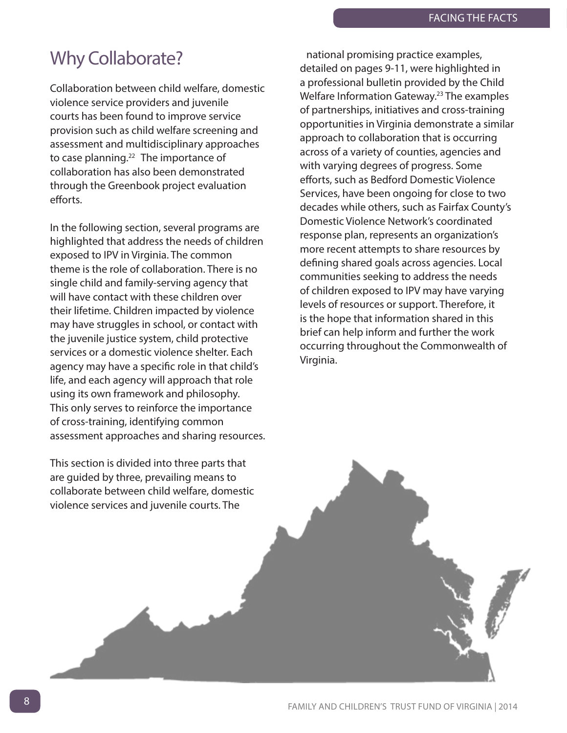# Why Collaborate?

Collaboration between child welfare, domestic violence service providers and juvenile courts has been found to improve service provision such as child welfare screening and assessment and multidisciplinary approaches to case planning.[22] The importance of collaboration has also been demonstrated through the Greenbook project evaluation efforts.

In the following section, several programs are highlighted that address the needs of children exposed to IPV in Virginia. The common theme is the role of collaboration. There is no single child and family-serving agency that will have contact with these children over their lifetime. Children impacted by violence may have struggles in school, or contact with the juvenile justice system, child protective services or a domestic violence shelter. Each agency may have a specific role in that child's life, and each agency will approach that role using its own framework and philosophy. This only serves to reinforce the importance of cross-training, identifying common assessment approaches and sharing resources.

This section is divided into three parts that are guided by three, prevailing means to collaborate between child welfare, domestic violence services and juvenile courts. The national promising practice examples, detailed on pages 9-11, were highlighted in a professional bulletin provided by the Child Welfare Information Gateway.[23] The examples of partnerships, initiatives and cross-training opportunities in Virginia demonstrate a similar approach to collaboration that is occurring across of a variety of counties, agencies and with varying degrees of progress. Some efforts, such as Bedford Domestic Violence Services, have been ongoing for close to two decades while others, such as Fairfax County's Domestic Violence Network's coordinated response plan, represents an organization's more recent attempts to share resources by defining shared goals across agencies. Local communities seeking to address the needs of children exposed to IPV may have varying levels of resources or support. Therefore, it is the hope that information shared in this brief can help inform and further the work occurring throughout the Commonwealth of Virginia.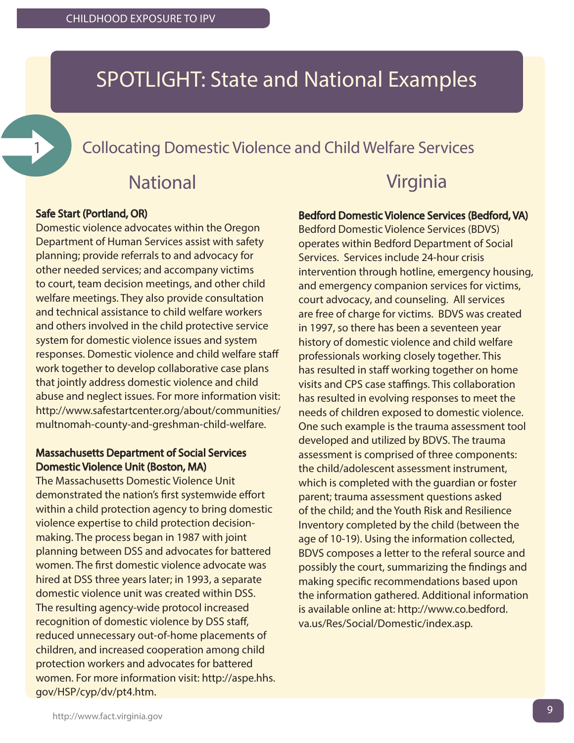# SPOTLIGHT: State and National Examples

## 1 Collocating Domestic Violence and Child Welfare Services

### National

**Safe Start (Portland, OR)**
Domestic violence advocates within the Oregon Department of Human Services assist with safety planning; provide referrals to and advocacy for other needed services; and accompany victims to court, team decision meetings, and other child welfare meetings. They also provide consultation and technical assistance to child welfare workers and others involved in the child protective service system for domestic violence issues and system responses. Domestic violence and child welfare staff work together to develop collaborative case plans that jointly address domestic violence and child abuse and neglect issues. For more information visit: http://www.safestartcenter.org/about/communities/multnomah-county-and-greshman-child-welfare.

**Massachusetts Department of Social Services Domestic Violence Unit (Boston, MA)**
The Massachusetts Domestic Violence Unit demonstrated the nation's first systemwide effort within a child protection agency to bring domestic violence expertise to child protection decision-making. The process began in 1987 with joint planning between DSS and advocates for battered women. The first domestic violence advocate was hired at DSS three years later; in 1993, a separate domestic violence unit was created within DSS. The resulting agency-wide protocol increased recognition of domestic violence by DSS staff, reduced unnecessary out-of-home placements of children, and increased cooperation among child protection workers and advocates for battered women. For more information visit: http://aspe.hhs.gov/HSP/cyp/dv/pt4.htm.

### Virginia

**Bedford Domestic Violence Services (Bedford, VA)**
Bedford Domestic Violence Services (BDVS) operates within Bedford Department of Social Services. Services include 24-hour crisis intervention through hotline, emergency housing, and emergency companion services for victims, court advocacy, and counseling. All services are free of charge for victims. BDVS was created in 1997, so there has been a seventeen year history of domestic violence and child welfare professionals working closely together. This has resulted in staff working together on home visits and CPS case staffings. This collaboration has resulted in evolving responses to meet the needs of children exposed to domestic violence. One such example is the trauma assessment tool developed and utilized by BDVS. The trauma assessment is comprised of three components: the child/adolescent assessment instrument, which is completed with the guardian or foster parent; trauma assessment questions asked of the child; and the Youth Risk and Resilience Inventory completed by the child (between the age of 10-19). Using the information collected, BDVS composes a letter to the referal source and possibly the court, summarizing the findings and making specific recommendations based upon the information gathered. Additional information is available online at: http://www.co.bedford.va.us/Res/Social/Domestic/index.asp.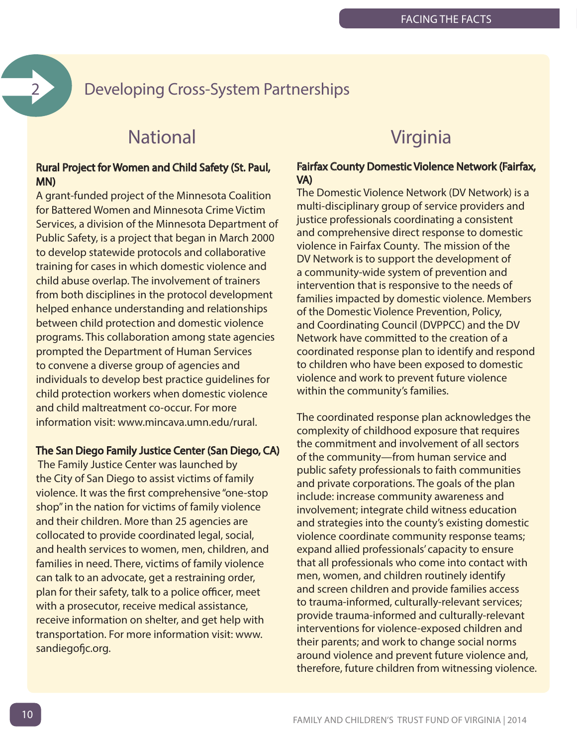# 2 Developing Cross-System Partnerships

## National

**Rural Project for Women and Child Safety (St. Paul, MN)**

A grant-funded project of the Minnesota Coalition for Battered Women and Minnesota Crime Victim Services, a division of the Minnesota Department of Public Safety, is a project that began in March 2000 to develop statewide protocols and collaborative training for cases in which domestic violence and child abuse overlap. The involvement of trainers from both disciplines in the protocol development helped enhance understanding and relationships between child protection and domestic violence programs. This collaboration among state agencies prompted the Department of Human Services to convene a diverse group of agencies and individuals to develop best practice guidelines for child protection workers when domestic violence and child maltreatment co-occur. For more information visit: www.mincava.umn.edu/rural.

**The San Diego Family Justice Center (San Diego, CA)**

The Family Justice Center was launched by the City of San Diego to assist victims of family violence. It was the first comprehensive "one-stop shop" in the nation for victims of family violence and their children. More than 25 agencies are collocated to provide coordinated legal, social, and health services to women, men, children, and families in need. There, victims of family violence can talk to an advocate, get a restraining order, plan for their safety, talk to a police officer, meet with a prosecutor, receive medical assistance, receive information on shelter, and get help with transportation. For more information visit: www.sandiegofjc.org.

## Virginia

**Fairfax County Domestic Violence Network (Fairfax, VA)**

The Domestic Violence Network (DV Network) is a multi-disciplinary group of service providers and justice professionals coordinating a consistent and comprehensive direct response to domestic violence in Fairfax County. The mission of the DV Network is to support the development of a community-wide system of prevention and intervention that is responsive to the needs of families impacted by domestic violence. Members of the Domestic Violence Prevention, Policy, and Coordinating Council (DVPPCC) and the DV Network have committed to the creation of a coordinated response plan to identify and respond to children who have been exposed to domestic violence and work to prevent future violence within the community's families.

The coordinated response plan acknowledges the complexity of childhood exposure that requires the commitment and involvement of all sectors of the community—from human service and public safety professionals to faith communities and private corporations. The goals of the plan include: increase community awareness and involvement; integrate child witness education and strategies into the county's existing domestic violence coordinate community response teams; expand allied professionals' capacity to ensure that all professionals who come into contact with men, women, and children routinely identify and screen children and provide families access to trauma-informed, culturally-relevant services; provide trauma-informed and culturally-relevant interventions for violence-exposed children and their parents; and work to change social norms around violence and prevent future violence and, therefore, future children from witnessing violence.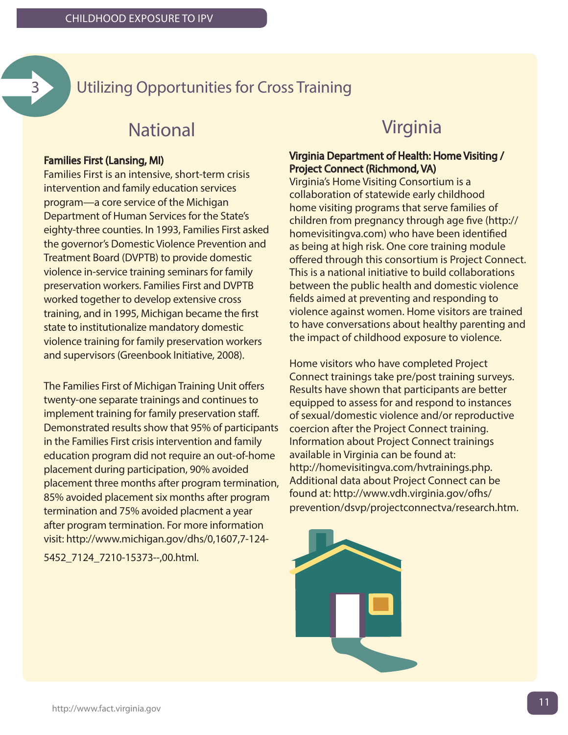## 3 Utilizing Opportunities for Cross Training

### National

**Families First (Lansing, MI)**
Families First is an intensive, short-term crisis intervention and family education services program—a core service of the Michigan Department of Human Services for the State's eighty-three counties. In 1993, Families First asked the governor's Domestic Violence Prevention and Treatment Board (DVPTB) to provide domestic violence in-service training seminars for family preservation workers. Families First and DVPTB worked together to develop extensive cross training, and in 1995, Michigan became the first state to institutionalize mandatory domestic violence training for family preservation workers and supervisors (Greenbook Initiative, 2008).

The Families First of Michigan Training Unit offers twenty-one separate trainings and continues to implement training for family preservation staff. Demonstrated results show that 95% of participants in the Families First crisis intervention and family education program did not require an out-of-home placement during participation, 90% avoided placement three months after program termination, 85% avoided placement six months after program termination and 75% avoided placment a year after program termination. For more information visit: http://www.michigan.gov/dhs/0,1607,7-124-5452_7124_7210-15373--,00.html.

### Virginia

**Virginia Department of Health: Home Visiting / Project Connect (Richmond, VA)**
Virginia's Home Visiting Consortium is a collaboration of statewide early childhood home visiting programs that serve families of children from pregnancy through age five (http://homevisitingva.com) who have been identified as being at high risk. One core training module offered through this consortium is Project Connect. This is a national initiative to build collaborations between the public health and domestic violence fields aimed at preventing and responding to violence against women. Home visitors are trained to have conversations about healthy parenting and the impact of childhood exposure to violence.

Home visitors who have completed Project Connect trainings take pre/post training surveys. Results have shown that participants are better equipped to assess for and respond to instances of sexual/domestic violence and/or reproductive coercion after the Project Connect training. Information about Project Connect trainings available in Virginia can be found at: http://homevisitingva.com/hvtrainings.php. Additional data about Project Connect can be found at: http://www.vdh.virginia.gov/ofhs/prevention/dsvp/projectconnectva/research.htm.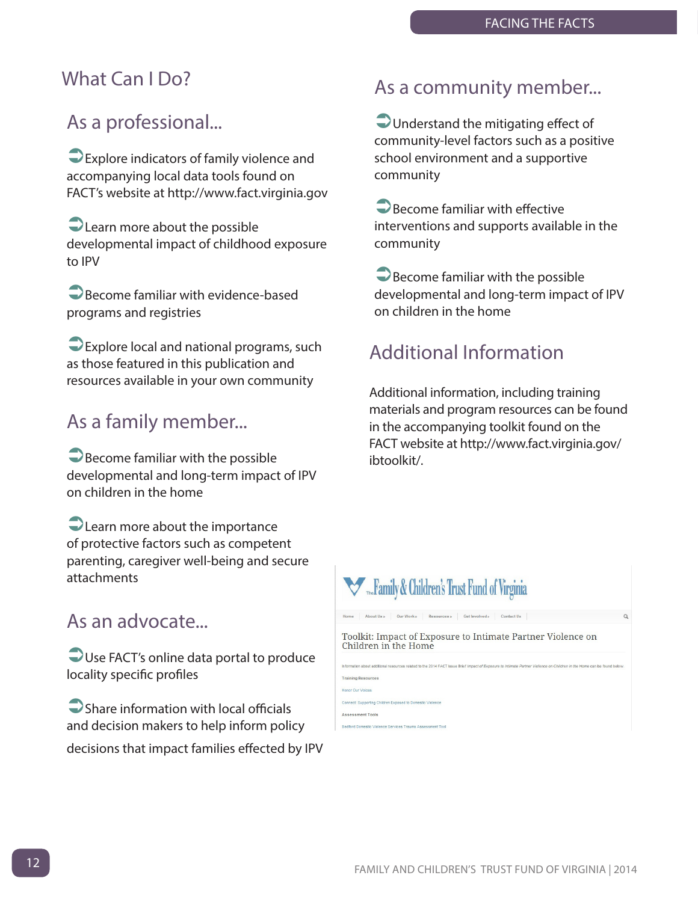# What Can I Do?

## As a professional...

- Explore indicators of family violence and accompanying local data tools found on FACT's website at http://www.fact.virginia.gov
- Learn more about the possible developmental impact of childhood exposure to IPV
- Become familiar with evidence-based programs and registries
- Explore local and national programs, such as those featured in this publication and resources available in your own community

## As a family member...

- Become familiar with the possible developmental and long-term impact of IPV on children in the home
- Learn more about the importance of protective factors such as competent parenting, caregiver well-being and secure attachments

## As an advocate...

- Use FACT's online data portal to produce locality specific profiles
- Share information with local officials and decision makers to help inform policy decisions that impact families effected by IPV

## As a community member...

- Understand the mitigating effect of community-level factors such as a positive school environment and a supportive community
- Become familiar with effective interventions and supports available in the community
- Become familiar with the possible developmental and long-term impact of IPV on children in the home

## Additional Information

Additional information, including training materials and program resources can be found in the accompanying toolkit found on the FACT website at http://www.fact.virginia.gov/ibtoolkit/.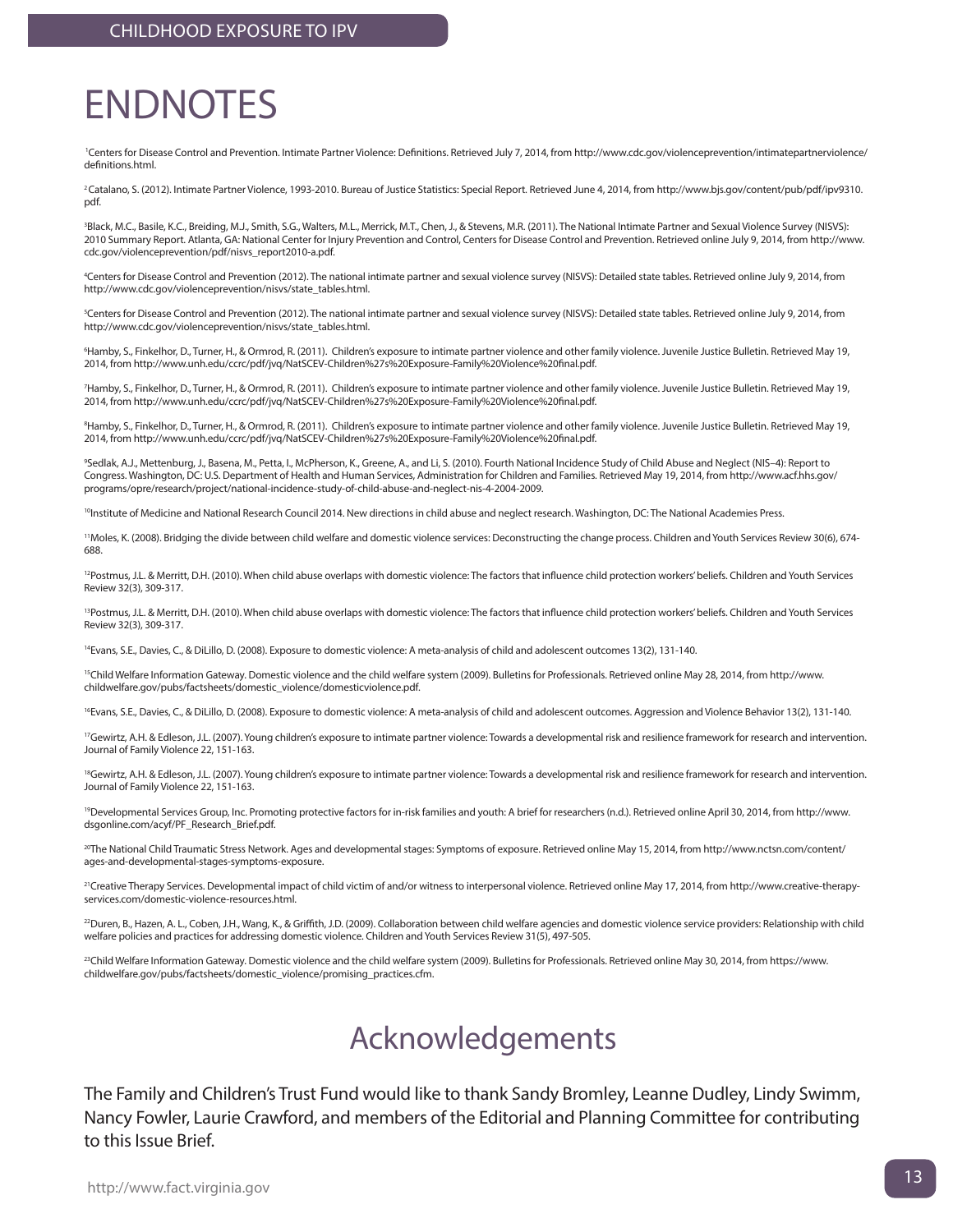# ENDNOTES

[1]Centers for Disease Control and Prevention. Intimate Partner Violence: Definitions. Retrieved July 7, 2014, from http://www.cdc.gov/violenceprevention/intimatepartnerviolence/definitions.html.

[2] Catalano, S. (2012). Intimate Partner Violence, 1993-2010. Bureau of Justice Statistics: Special Report. Retrieved June 4, 2014, from http://www.bjs.gov/content/pub/pdf/ipv9310.pdf.

[3]Black, M.C., Basile, K.C., Breiding, M.J., Smith, S.G., Walters, M.L., Merrick, M.T., Chen, J., & Stevens, M.R. (2011). The National Intimate Partner and Sexual Violence Survey (NISVS): 2010 Summary Report. Atlanta, GA: National Center for Injury Prevention and Control, Centers for Disease Control and Prevention. Retrieved online July 9, 2014, from http://www.cdc.gov/violenceprevention/pdf/nisvs_report2010-a.pdf.

[4]Centers for Disease Control and Prevention (2012). The national intimate partner and sexual violence survey (NISVS): Detailed state tables. Retrieved online July 9, 2014, from http://www.cdc.gov/violenceprevention/nisvs/state_tables.html.

[5]Centers for Disease Control and Prevention (2012). The national intimate partner and sexual violence survey (NISVS): Detailed state tables. Retrieved online July 9, 2014, from http://www.cdc.gov/violenceprevention/nisvs/state_tables.html.

[6]Hamby, S., Finkelhor, D., Turner, H., & Ormrod, R. (2011). Children's exposure to intimate partner violence and other family violence. Juvenile Justice Bulletin. Retrieved May 19, 2014, from http://www.unh.edu/ccrc/pdf/jvq/NatSCEV-Children%27s%20Exposure-Family%20Violence%20final.pdf.

[7]Hamby, S., Finkelhor, D., Turner, H., & Ormrod, R. (2011). Children's exposure to intimate partner violence and other family violence. Juvenile Justice Bulletin. Retrieved May 19, 2014, from http://www.unh.edu/ccrc/pdf/jvq/NatSCEV-Children%27s%20Exposure-Family%20Violence%20final.pdf.

[8]Hamby, S., Finkelhor, D., Turner, H., & Ormrod, R. (2011). Children's exposure to intimate partner violence and other family violence. Juvenile Justice Bulletin. Retrieved May 19, 2014, from http://www.unh.edu/ccrc/pdf/jvq/NatSCEV-Children%27s%20Exposure-Family%20Violence%20final.pdf.

[9]Sedlak, A.J., Mettenburg, J., Basena, M., Petta, I., McPherson, K., Greene, A., and Li, S. (2010). Fourth National Incidence Study of Child Abuse and Neglect (NIS–4): Report to Congress. Washington, DC: U.S. Department of Health and Human Services, Administration for Children and Families. Retrieved May 19, 2014, from http://www.acf.hhs.gov/programs/opre/research/project/national-incidence-study-of-child-abuse-and-neglect-nis-4-2004-2009.

[10]Institute of Medicine and National Research Council 2014. New directions in child abuse and neglect research. Washington, DC: The National Academies Press.

[11]Moles, K. (2008). Bridging the divide between child welfare and domestic violence services: Deconstructing the change process. Children and Youth Services Review 30(6), 674-688.

[12]Postmus, J.L. & Merritt, D.H. (2010). When child abuse overlaps with domestic violence: The factors that influence child protection workers' beliefs. Children and Youth Services Review 32(3), 309-317.

[13]Postmus, J.L. & Merritt, D.H. (2010). When child abuse overlaps with domestic violence: The factors that influence child protection workers' beliefs. Children and Youth Services Review 32(3), 309-317.

[14]Evans, S.E., Davies, C., & DiLillo, D. (2008). Exposure to domestic violence: A meta-analysis of child and adolescent outcomes 13(2), 131-140.

[15]Child Welfare Information Gateway. Domestic violence and the child welfare system (2009). Bulletins for Professionals. Retrieved online May 28, 2014, from http://www.childwelfare.gov/pubs/factsheets/domestic_violence/domesticviolence.pdf.

[16]Evans, S.E., Davies, C., & DiLillo, D. (2008). Exposure to domestic violence: A meta-analysis of child and adolescent outcomes. Aggression and Violence Behavior 13(2), 131-140.

[17]Gewirtz, A.H. & Edleson, J.L. (2007). Young children's exposure to intimate partner violence: Towards a developmental risk and resilience framework for research and intervention. Journal of Family Violence 22, 151-163.

[18]Gewirtz, A.H. & Edleson, J.L. (2007). Young children's exposure to intimate partner violence: Towards a developmental risk and resilience framework for research and intervention. Journal of Family Violence 22, 151-163.

[19]Developmental Services Group, Inc. Promoting protective factors for in-risk families and youth: A brief for researchers (n.d.). Retrieved online April 30, 2014, from http://www.dsgonline.com/acyf/PF_Research_Brief.pdf.

[20]The National Child Traumatic Stress Network. Ages and developmental stages: Symptoms of exposure. Retrieved online May 15, 2014, from http://www.nctsn.com/content/ages-and-developmental-stages-symptoms-exposure.

[21]Creative Therapy Services. Developmental impact of child victim of and/or witness to interpersonal violence. Retrieved online May 17, 2014, from http://www.creative-therapy-services.com/domestic-violence-resources.html.

[22]Duren, B., Hazen, A. L., Coben, J.H., Wang, K., & Griffith, J.D. (2009). Collaboration between child welfare agencies and domestic violence service providers: Relationship with child welfare policies and practices for addressing domestic violence. Children and Youth Services Review 31(5), 497-505.

[23]Child Welfare Information Gateway. Domestic violence and the child welfare system (2009). Bulletins for Professionals. Retrieved online May 30, 2014, from https://www.childwelfare.gov/pubs/factsheets/domestic_violence/promising_practices.cfm.

## Acknowledgements

The Family and Children's Trust Fund would like to thank Sandy Bromley, Leanne Dudley, Lindy Swimm, Nancy Fowler, Laurie Crawford, and members of the Editorial and Planning Committee for contributing to this Issue Brief.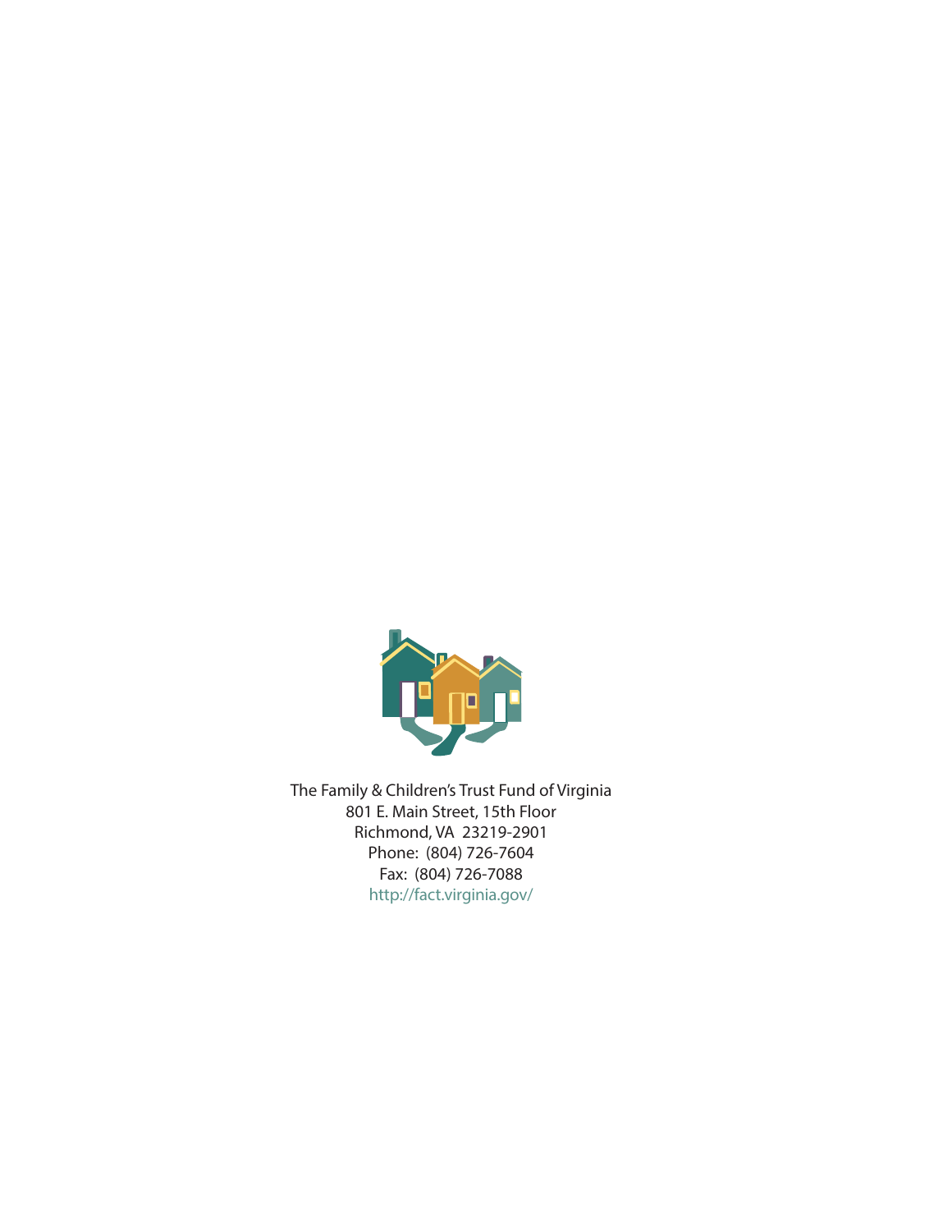The Family & Children's Trust Fund of Virginia
801 E. Main Street, 15th Floor
Richmond, VA 23219-2901
Phone: (804) 726-7604
Fax: (804) 726-7088
http://fact.virginia.gov/